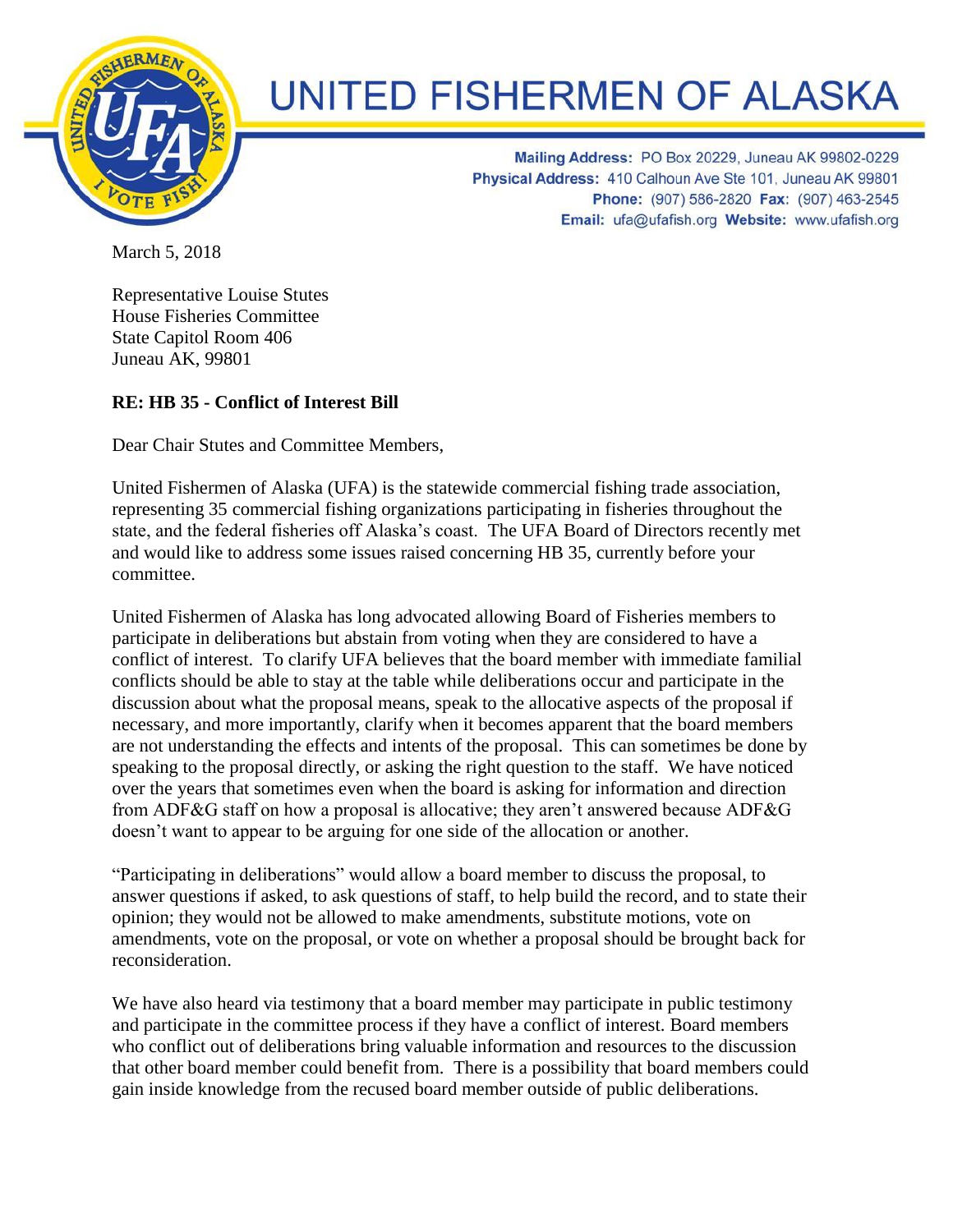# UNITED FISHERMEN OF ALASKA

**Mailing Address:** PO Box 20229, Juneau AK 99802-0229
**Physical Address:** 410 Calhoun Ave Ste 101, Juneau AK 99801
**Phone:** (907) 586-2820 **Fax:** (907) 463-2545
**Email:** ufa@ufafish.org **Website:** www.ufafish.org

March 5, 2018

Representative Louise Stutes
House Fisheries Committee
State Capitol Room 406
Juneau AK, 99801

**RE: HB 35 - Conflict of Interest Bill**

Dear Chair Stutes and Committee Members,

United Fishermen of Alaska (UFA) is the statewide commercial fishing trade association, representing 35 commercial fishing organizations participating in fisheries throughout the state, and the federal fisheries off Alaska's coast. The UFA Board of Directors recently met and would like to address some issues raised concerning HB 35, currently before your committee.

United Fishermen of Alaska has long advocated allowing Board of Fisheries members to participate in deliberations but abstain from voting when they are considered to have a conflict of interest. To clarify UFA believes that the board member with immediate familial conflicts should be able to stay at the table while deliberations occur and participate in the discussion about what the proposal means, speak to the allocative aspects of the proposal if necessary, and more importantly, clarify when it becomes apparent that the board members are not understanding the effects and intents of the proposal. This can sometimes be done by speaking to the proposal directly, or asking the right question to the staff. We have noticed over the years that sometimes even when the board is asking for information and direction from ADF&G staff on how a proposal is allocative; they aren't answered because ADF&G doesn't want to appear to be arguing for one side of the allocation or another.

"Participating in deliberations" would allow a board member to discuss the proposal, to answer questions if asked, to ask questions of staff, to help build the record, and to state their opinion; they would not be allowed to make amendments, substitute motions, vote on amendments, vote on the proposal, or vote on whether a proposal should be brought back for reconsideration.

We have also heard via testimony that a board member may participate in public testimony and participate in the committee process if they have a conflict of interest. Board members who conflict out of deliberations bring valuable information and resources to the discussion that other board member could benefit from. There is a possibility that board members could gain inside knowledge from the recused board member outside of public deliberations.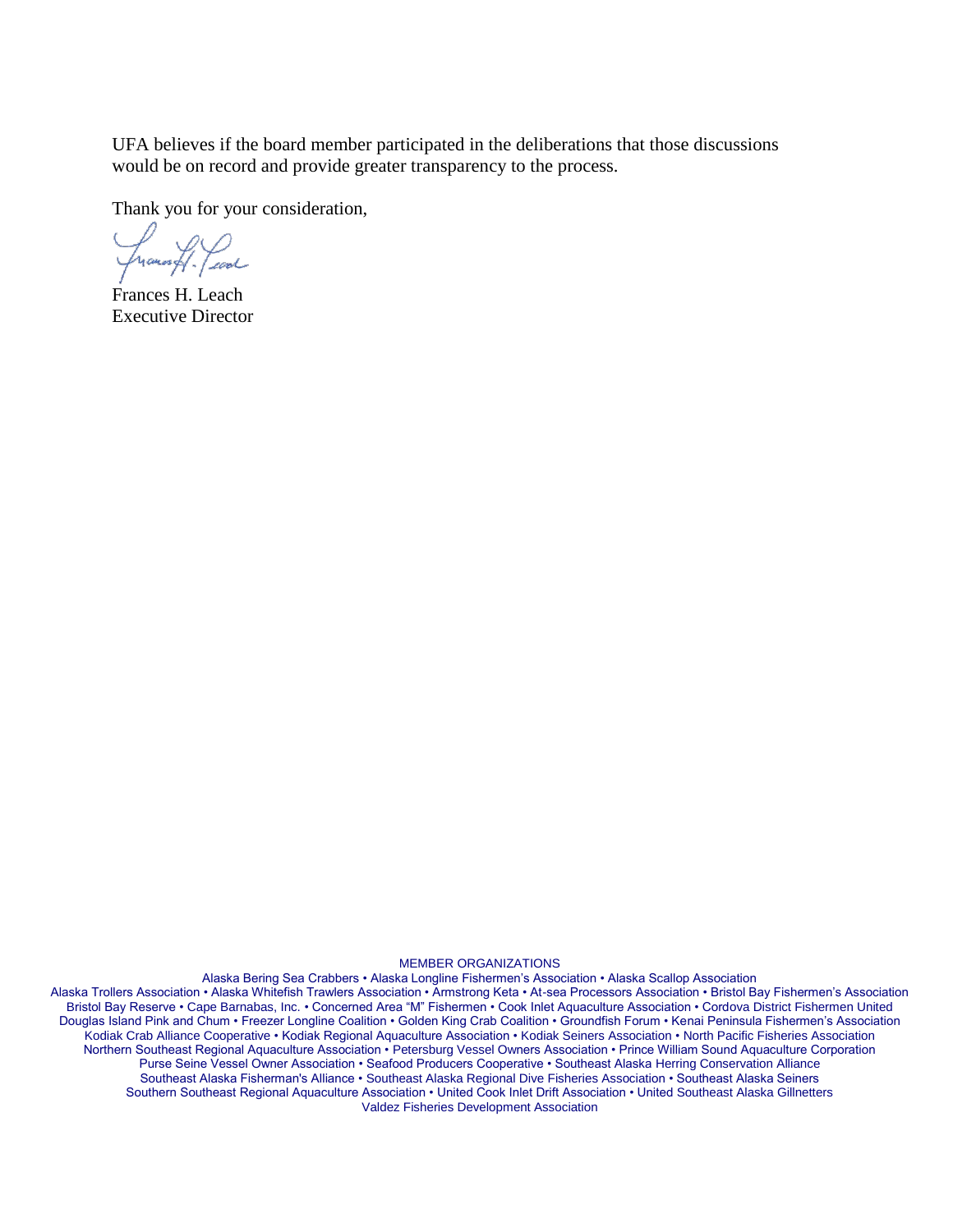UFA believes if the board member participated in the deliberations that those discussions would be on record and provide greater transparency to the process.

Thank you for your consideration,

Frances H. Leach
Executive Director

MEMBER ORGANIZATIONS

Alaska Bering Sea Crabbers • Alaska Longline Fishermen's Association • Alaska Scallop Association
Alaska Trollers Association • Alaska Whitefish Trawlers Association • Armstrong Keta • At-sea Processors Association • Bristol Bay Fishermen's Association
Bristol Bay Reserve • Cape Barnabas, Inc. • Concerned Area "M" Fishermen • Cook Inlet Aquaculture Association • Cordova District Fishermen United
Douglas Island Pink and Chum • Freezer Longline Coalition • Golden King Crab Coalition • Groundfish Forum • Kenai Peninsula Fishermen's Association
Kodiak Crab Alliance Cooperative • Kodiak Regional Aquaculture Association • Kodiak Seiners Association • North Pacific Fisheries Association
Northern Southeast Regional Aquaculture Association • Petersburg Vessel Owners Association • Prince William Sound Aquaculture Corporation
Purse Seine Vessel Owner Association • Seafood Producers Cooperative • Southeast Alaska Herring Conservation Alliance
Southeast Alaska Fisherman's Alliance • Southeast Alaska Regional Dive Fisheries Association • Southeast Alaska Seiners
Southern Southeast Regional Aquaculture Association • United Cook Inlet Drift Association • United Southeast Alaska Gillnetters
Valdez Fisheries Development Association